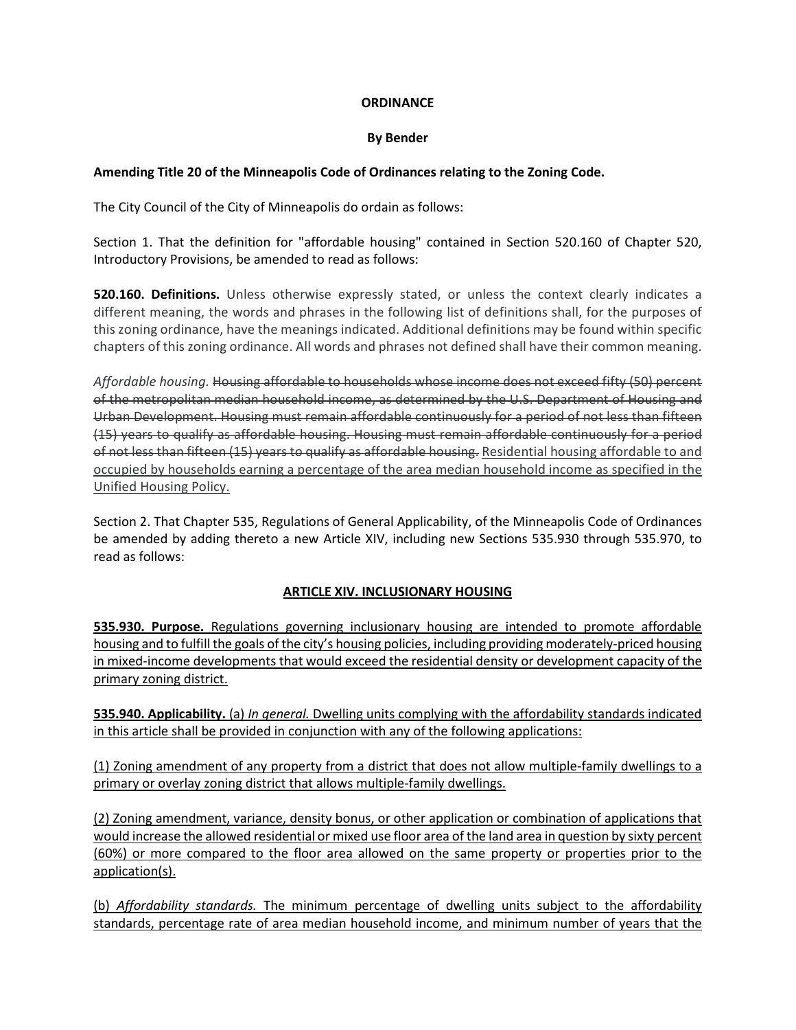**ORDINANCE**

**By Bender**

**Amending Title 20 of the Minneapolis Code of Ordinances relating to the Zoning Code.**

The City Council of the City of Minneapolis do ordain as follows:

Section 1. That the definition for "affordable housing" contained in Section 520.160 of Chapter 520, Introductory Provisions, be amended to read as follows:

**520.160. Definitions.** Unless otherwise expressly stated, or unless the context clearly indicates a different meaning, the words and phrases in the following list of definitions shall, for the purposes of this zoning ordinance, have the meanings indicated. Additional definitions may be found within specific chapters of this zoning ordinance. All words and phrases not defined shall have their common meaning.

*Affordable housing.* ~~Housing affordable to households whose income does not exceed fifty (50) percent of the metropolitan median household income, as determined by the U.S. Department of Housing and Urban Development. Housing must remain affordable continuously for a period of not less than fifteen (15) years to qualify as affordable housing. Housing must remain affordable continuously for a period of not less than fifteen (15) years to qualify as affordable housing.~~ <u>Residential housing affordable to and occupied by households earning a percentage of the area median household income as specified in the Unified Housing Policy.</u>

Section 2. That Chapter 535, Regulations of General Applicability, of the Minneapolis Code of Ordinances be amended by adding thereto a new Article XIV, including new Sections 535.930 through 535.970, to read as follows:

<u>**ARTICLE XIV. INCLUSIONARY HOUSING**</u>

<u>**535.930. Purpose.** Regulations governing inclusionary housing are intended to promote affordable housing and to fulfill the goals of the city's housing policies, including providing moderately-priced housing in mixed-income developments that would exceed the residential density or development capacity of the primary zoning district.</u>

<u>**535.940. Applicability.** (a) *In general.* Dwelling units complying with the affordability standards indicated in this article shall be provided in conjunction with any of the following applications:</u>

<u>(1) Zoning amendment of any property from a district that does not allow multiple-family dwellings to a primary or overlay zoning district that allows multiple-family dwellings.</u>

<u>(2) Zoning amendment, variance, density bonus, or other application or combination of applications that would increase the allowed residential or mixed use floor area of the land area in question by sixty percent (60%) or more compared to the floor area allowed on the same property or properties prior to the application(s).</u>

<u>(b) *Affordability standards.* The minimum percentage of dwelling units subject to the affordability standards, percentage rate of area median household income, and minimum number of years that the</u>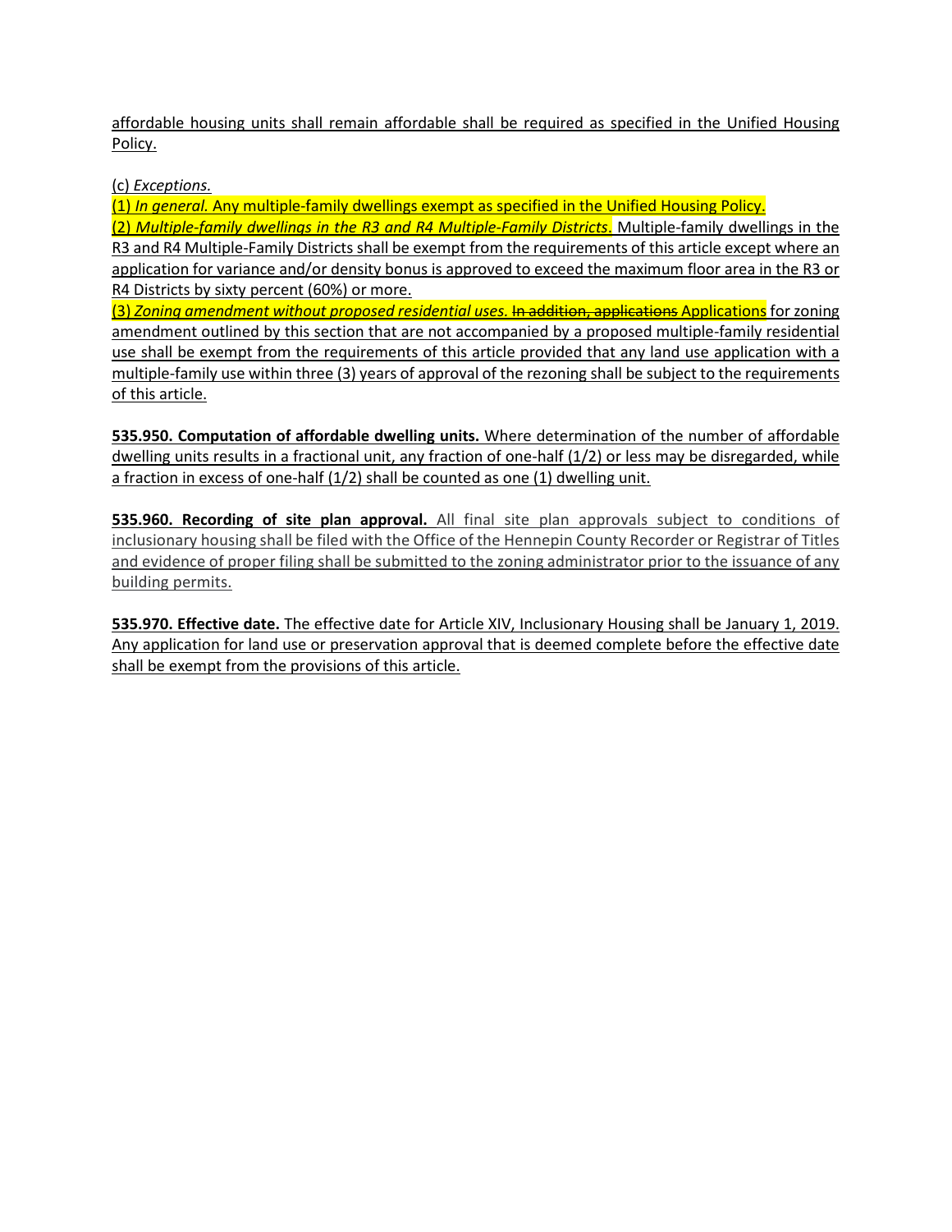affordable housing units shall remain affordable shall be required as specified in the Unified Housing Policy.

(c) *Exceptions.*

(1) *In general.* Any multiple-family dwellings exempt as specified in the Unified Housing Policy.

(2) *Multiple-family dwellings in the R3 and R4 Multiple-Family Districts*. Multiple-family dwellings in the R3 and R4 Multiple-Family Districts shall be exempt from the requirements of this article except where an application for variance and/or density bonus is approved to exceed the maximum floor area in the R3 or R4 Districts by sixty percent (60%) or more.

(3) *Zoning amendment without proposed residential uses.* ~~In addition, applications~~ Applications for zoning amendment outlined by this section that are not accompanied by a proposed multiple-family residential use shall be exempt from the requirements of this article provided that any land use application with a multiple-family use within three (3) years of approval of the rezoning shall be subject to the requirements of this article.

**535.950. Computation of affordable dwelling units.** Where determination of the number of affordable dwelling units results in a fractional unit, any fraction of one-half (1/2) or less may be disregarded, while a fraction in excess of one-half (1/2) shall be counted as one (1) dwelling unit.

**535.960. Recording of site plan approval.** All final site plan approvals subject to conditions of inclusionary housing shall be filed with the Office of the Hennepin County Recorder or Registrar of Titles and evidence of proper filing shall be submitted to the zoning administrator prior to the issuance of any building permits.

**535.970. Effective date.** The effective date for Article XIV, Inclusionary Housing shall be January 1, 2019. Any application for land use or preservation approval that is deemed complete before the effective date shall be exempt from the provisions of this article.